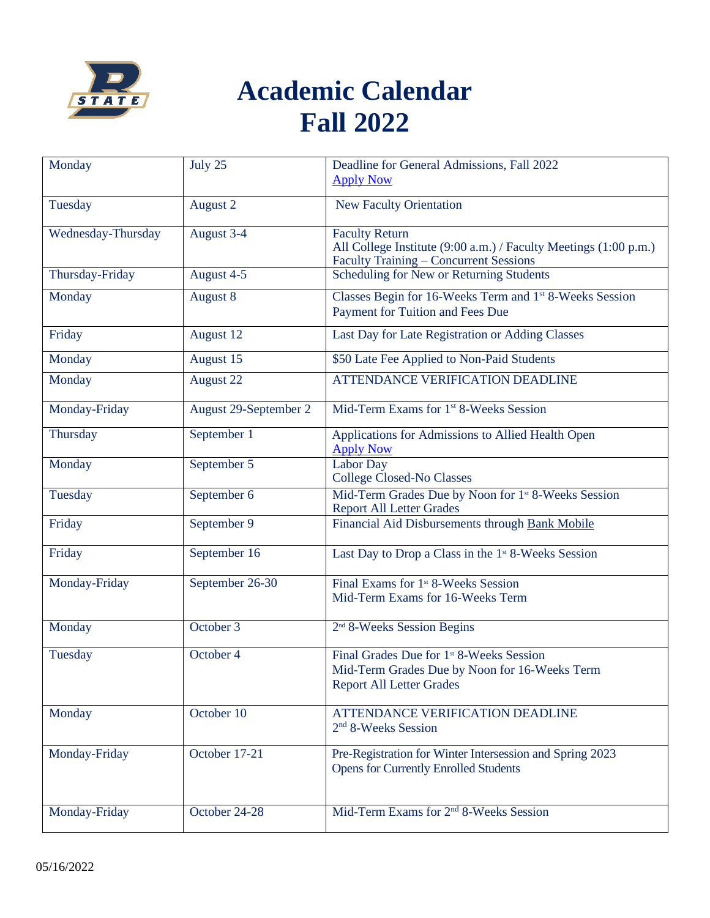# Academic Calendar Fall 2022

| | | |
|---|---|---|
| Monday | July 25 | Deadline for General Admissions, Fall 2022<br>Apply Now |
| Tuesday | August 2 | New Faculty Orientation |
| Wednesday-Thursday | August 3-4 | Faculty Return<br>All College Institute (9:00 a.m.) / Faculty Meetings (1:00 p.m.)<br>Faculty Training – Concurrent Sessions |
| Thursday-Friday | August 4-5 | Scheduling for New or Returning Students |
| Monday | August 8 | Classes Begin for 16-Weeks Term and 1st 8-Weeks Session<br>Payment for Tuition and Fees Due |
| Friday | August 12 | Last Day for Late Registration or Adding Classes |
| Monday | August 15 | $50 Late Fee Applied to Non-Paid Students |
| Monday | August 22 | ATTENDANCE VERIFICATION DEADLINE |
| Monday-Friday | August 29-September 2 | Mid-Term Exams for 1st 8-Weeks Session |
| Thursday | September 1 | Applications for Admissions to Allied Health Open<br>Apply Now |
| Monday | September 5 | Labor Day<br>College Closed-No Classes |
| Tuesday | September 6 | Mid-Term Grades Due by Noon for 1st 8-Weeks Session<br>Report All Letter Grades |
| Friday | September 9 | Financial Aid Disbursements through Bank Mobile |
| Friday | September 16 | Last Day to Drop a Class in the 1st 8-Weeks Session |
| Monday-Friday | September 26-30 | Final Exams for 1st 8-Weeks Session<br>Mid-Term Exams for 16-Weeks Term |
| Monday | October 3 | 2nd 8-Weeks Session Begins |
| Tuesday | October 4 | Final Grades Due for 1st 8-Weeks Session<br>Mid-Term Grades Due by Noon for 16-Weeks Term<br>Report All Letter Grades |
| Monday | October 10 | ATTENDANCE VERIFICATION DEADLINE<br>2nd 8-Weeks Session |
| Monday-Friday | October 17-21 | Pre-Registration for Winter Intersession and Spring 2023<br>Opens for Currently Enrolled Students |
| Monday-Friday | October 24-28 | Mid-Term Exams for 2nd 8-Weeks Session |

05/16/2022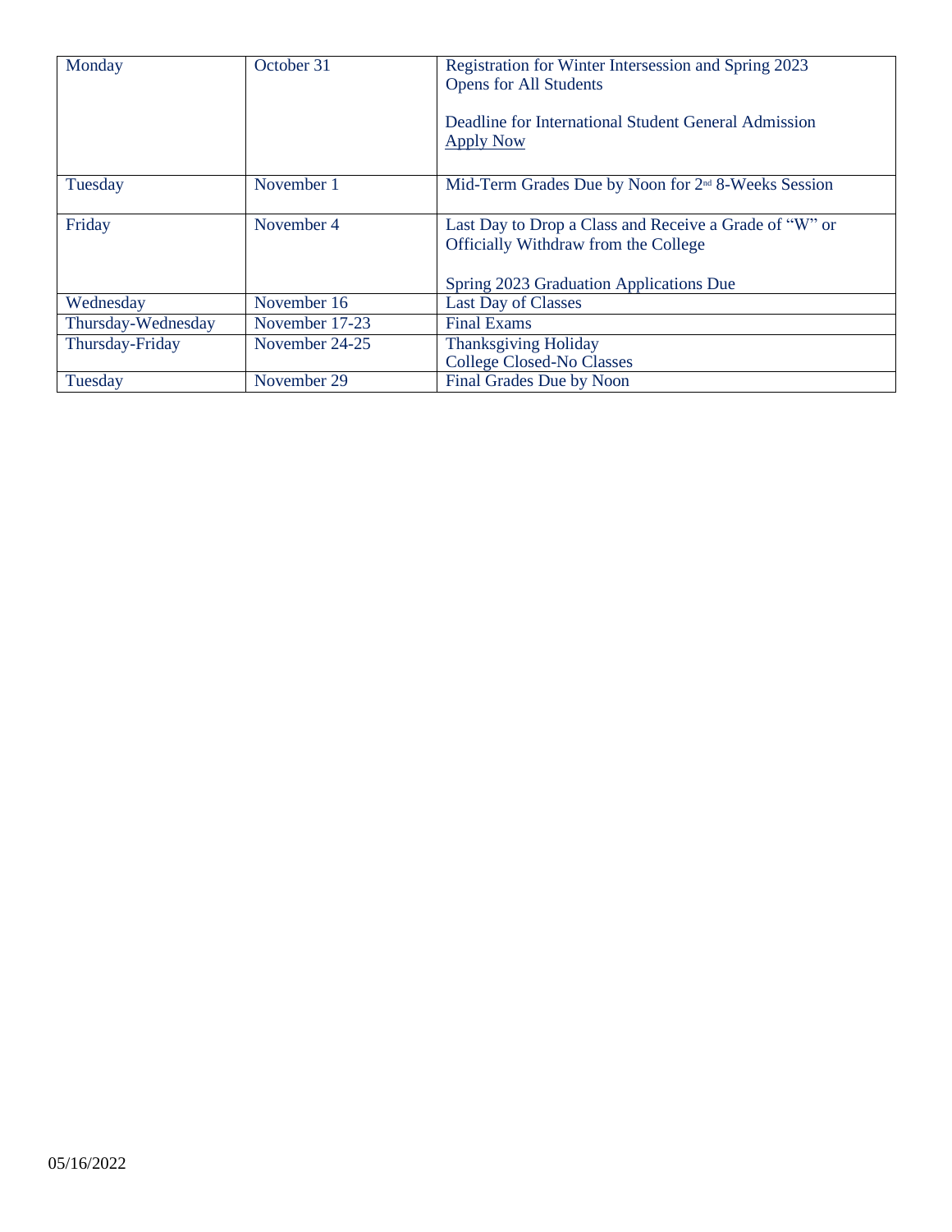| | | |
|---|---|---|
| Monday | October 31 | Registration for Winter Intersession and Spring 2023 Opens for All Students<br><br>Deadline for International Student General Admission<br>Apply Now |
| Tuesday | November 1 | Mid-Term Grades Due by Noon for 2nd 8-Weeks Session |
| Friday | November 4 | Last Day to Drop a Class and Receive a Grade of "W" or Officially Withdraw from the College<br><br>Spring 2023 Graduation Applications Due |
| Wednesday | November 16 | Last Day of Classes |
| Thursday-Wednesday | November 17-23 | Final Exams |
| Thursday-Friday | November 24-25 | Thanksgiving Holiday<br>College Closed-No Classes |
| Tuesday | November 29 | Final Grades Due by Noon |

05/16/2022